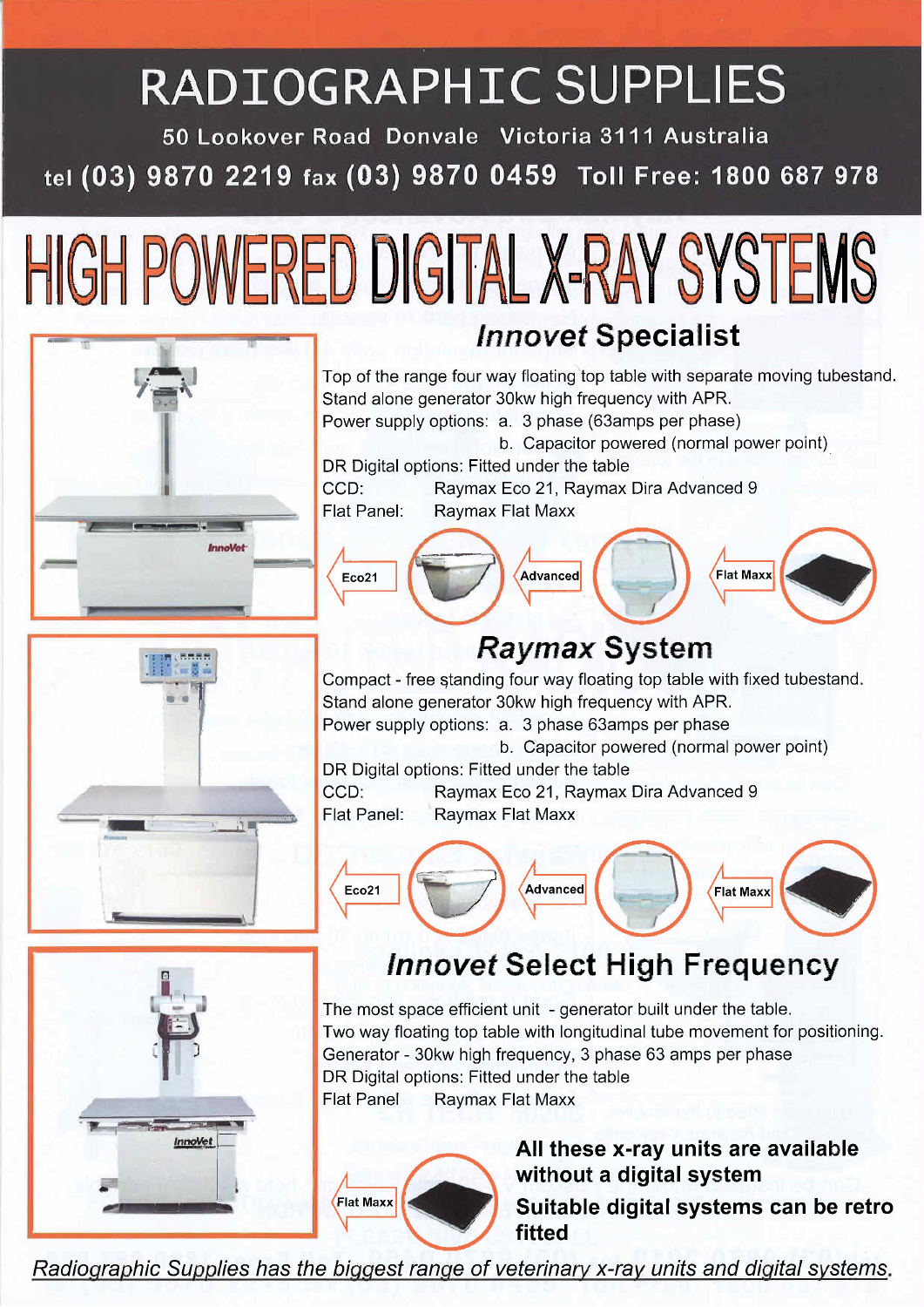# RADIOGRAPHIC SUPPLIES

50 Lookover Road Donvale Victoria 3111 Australia

tel (03) 9870 2219 fax (03) 9870 0459 Toll Free: 1800 687 978

# HIGH POWERED DIGITAL X-RAY SYSTEMS

## *Innovet* Specialist

Top of the range four way floating top table with separate moving tubestand.
Stand alone generator 30kw high frequency with APR.
Power supply options: a. 3 phase (63amps per phase)
b. Capacitor powered (normal power point)
DR Digital options: Fitted under the table
CCD: Raymax Eco 21, Raymax Dira Advanced 9
Flat Panel: Raymax Flat Maxx

Eco21 | Advanced | Flat Maxx

## *Raymax* System

Compact - free standing four way floating top table with fixed tubestand.
Stand alone generator 30kw high frequency with APR.
Power supply options: a. 3 phase 63amps per phase
b. Capacitor powered (normal power point)
DR Digital options: Fitted under the table
CCD: Raymax Eco 21, Raymax Dira Advanced 9
Flat Panel: Raymax Flat Maxx

Eco21 | Advanced | Flat Maxx

## *Innovet* Select High Frequency

The most space efficient unit - generator built under the table.
Two way floating top table with longitudinal tube movement for positioning.
Generator - 30kw high frequency, 3 phase 63 amps per phase
DR Digital options: Fitted under the table
Flat Panel Raymax Flat Maxx

Flat Maxx

**All these x-ray units are available without a digital system**

**Suitable digital systems can be retro fitted**

*Radiographic Supplies has the biggest range of veterinary x-ray units and digital systems.*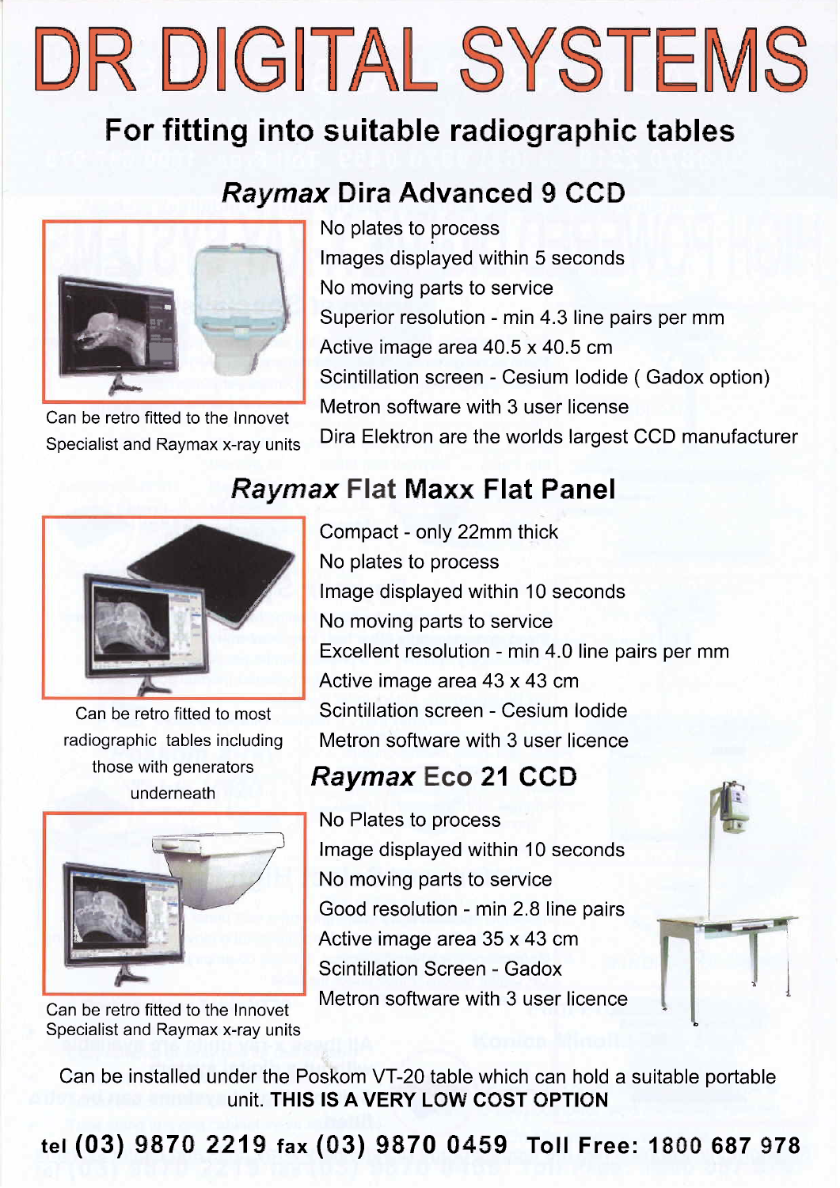# DR DIGITAL SYSTEMS

## For fitting into suitable radiographic tables

### *Raymax* Dira Advanced 9 CCD

Can be retro fitted to the Innovet Specialist and Raymax x-ray units

No plates to process
Images displayed within 5 seconds
No moving parts to service
Superior resolution - min 4.3 line pairs per mm
Active image area 40.5 x 40.5 cm
Scintillation screen - Cesium Iodide ( Gadox option)
Metron software with 3 user license
Dira Elektron are the worlds largest CCD manufacturer

### *Raymax* Flat Maxx Flat Panel

Can be retro fitted to most radiographic tables including those with generators underneath

Compact - only 22mm thick
No plates to process
Image displayed within 10 seconds
No moving parts to service
Excellent resolution - min 4.0 line pairs per mm
Active image area 43 x 43 cm
Scintillation screen - Cesium Iodide
Metron software with 3 user licence

### *Raymax* Eco 21 CCD

Can be retro fitted to the Innovet Specialist and Raymax x-ray units

No Plates to process
Image displayed within 10 seconds
No moving parts to service
Good resolution - min 2.8 line pairs
Active image area 35 x 43 cm
Scintillation Screen - Gadox
Metron software with 3 user licence

Can be installed under the Poskom VT-20 table which can hold a suitable portable unit. **THIS IS A VERY LOW COST OPTION**

**tel (03) 9870 2219 fax (03) 9870 0459 Toll Free: 1800 687 978**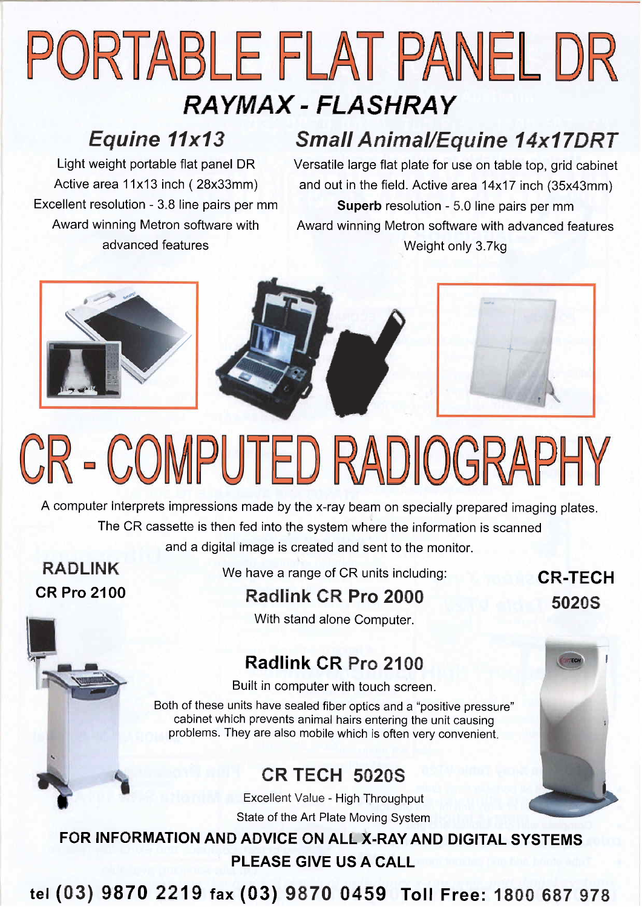# PORTABLE FLAT PANEL DR

## *RAYMAX - FLASHRAY*

### *Equine 11x13*

Light weight portable flat panel DR
Active area 11x13 inch ( 28x33mm)
Excellent resolution - 3.8 line pairs per mm
Award winning Metron software with advanced features

### *Small Animal/Equine 14x17DRT*

Versatile large flat plate for use on table top, grid cabinet and out in the field. Active area 14x17 inch (35x43mm)
**Superb** resolution - 5.0 line pairs per mm
Award winning Metron software with advanced features
Weight only 3.7kg

# CR - COMPUTED RADIOGRAPHY

A computer Interprets impressions made by the x-ray beam on specially prepared imaging plates. The CR cassette is then fed into the system where the information is scanned and a digital image is created and sent to the monitor.

**RADLINK**
**CR Pro 2100**

**CR-TECH**
**5020S**

We have a range of CR units including:

### Radlink CR Pro 2000

With stand alone Computer.

### Radlink CR Pro 2100

Built in computer with touch screen.

Both of these units have sealed fiber optics and a "positive pressure" cabinet which prevents animal hairs entering the unit causing problems. They are also mobile which is often very convenient.

### CR TECH 5020S

Excellent Value - High Throughput
State of the Art Plate Moving System

**FOR INFORMATION AND ADVICE ON ALL X-RAY AND DIGITAL SYSTEMS PLEASE GIVE US A CALL**

**tel (03) 9870 2219 fax (03) 9870 0459 Toll Free: 1800 687 978**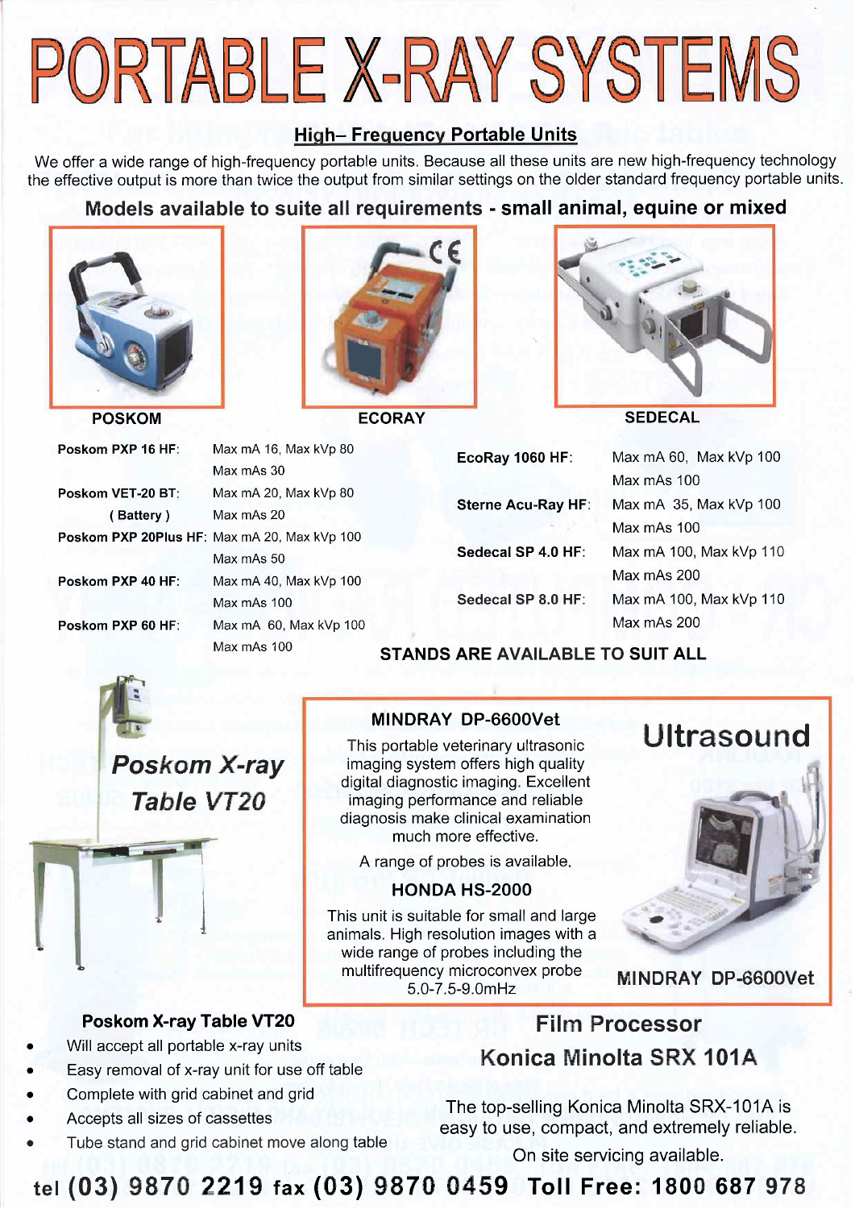# PORTABLE X-RAY SYSTEMS

## High– Frequency Portable Units

We offer a wide range of high-frequency portable units. Because all these units are new high-frequency technology the effective output is more than twice the output from similar settings on the older standard frequency portable units.

### Models available to suite all requirements - small animal, equine or mixed

**POSKOM** | **ECORAY** | **SEDECAL**

| | |
|---|---|
| **Poskom PXP 16 HF:** | Max mA 16, Max kVp 80<br>Max mAs 30 |
| **Poskom VET-20 BT:** ( **Battery** ) | Max mA 20, Max kVp 80<br>Max mAs 20 |
| **Poskom PXP 20Plus HF:** | Max mA 20, Max kVp 100<br>Max mAs 50 |
| **Poskom PXP 40 HF:** | Max mA 40, Max kVp 100<br>Max mAs 100 |
| **Poskom PXP 60 HF:** | Max mA 60, Max kVp 100<br>Max mAs 100 |

| | |
|---|---|
| **EcoRay 1060 HF:** | Max mA 60, Max kVp 100<br>Max mAs 100 |
| **Sterne Acu-Ray HF:** | Max mA 35, Max kVp 100<br>Max mAs 100 |
| **Sedecal SP 4.0 HF:** | Max mA 100, Max kVp 110<br>Max mAs 200 |
| **Sedecal SP 8.0 HF:** | Max mA 100, Max kVp 110<br>Max mAs 200 |

**STANDS ARE AVAILABLE TO SUIT ALL**

***Poskom X-ray Table VT20***

## Ultrasound

### MINDRAY DP-6600Vet

This portable veterinary ultrasonic imaging system offers high quality digital diagnostic imaging. Excellent imaging performance and reliable diagnosis make clinical examination much more effective.

A range of probes is available.

### HONDA HS-2000

This unit is suitable for small and large animals. High resolution images with a wide range of probes including the multifrequency microconvex probe 5.0-7.5-9.0mHz

MINDRAY DP-6600Vet

### Poskom X-ray Table VT20

- Will accept all portable x-ray units
- Easy removal of x-ray unit for use off table
- Complete with grid cabinet and grid
- Accepts all sizes of cassettes
- Tube stand and grid cabinet move along table

## Film Processor

### Konica Minolta SRX 101A

The top-selling Konica Minolta SRX-101A is easy to use, compact, and extremely reliable.

On site servicing available.

**tel (03) 9870 2219 fax (03) 9870 0459 Toll Free: 1800 687 978**